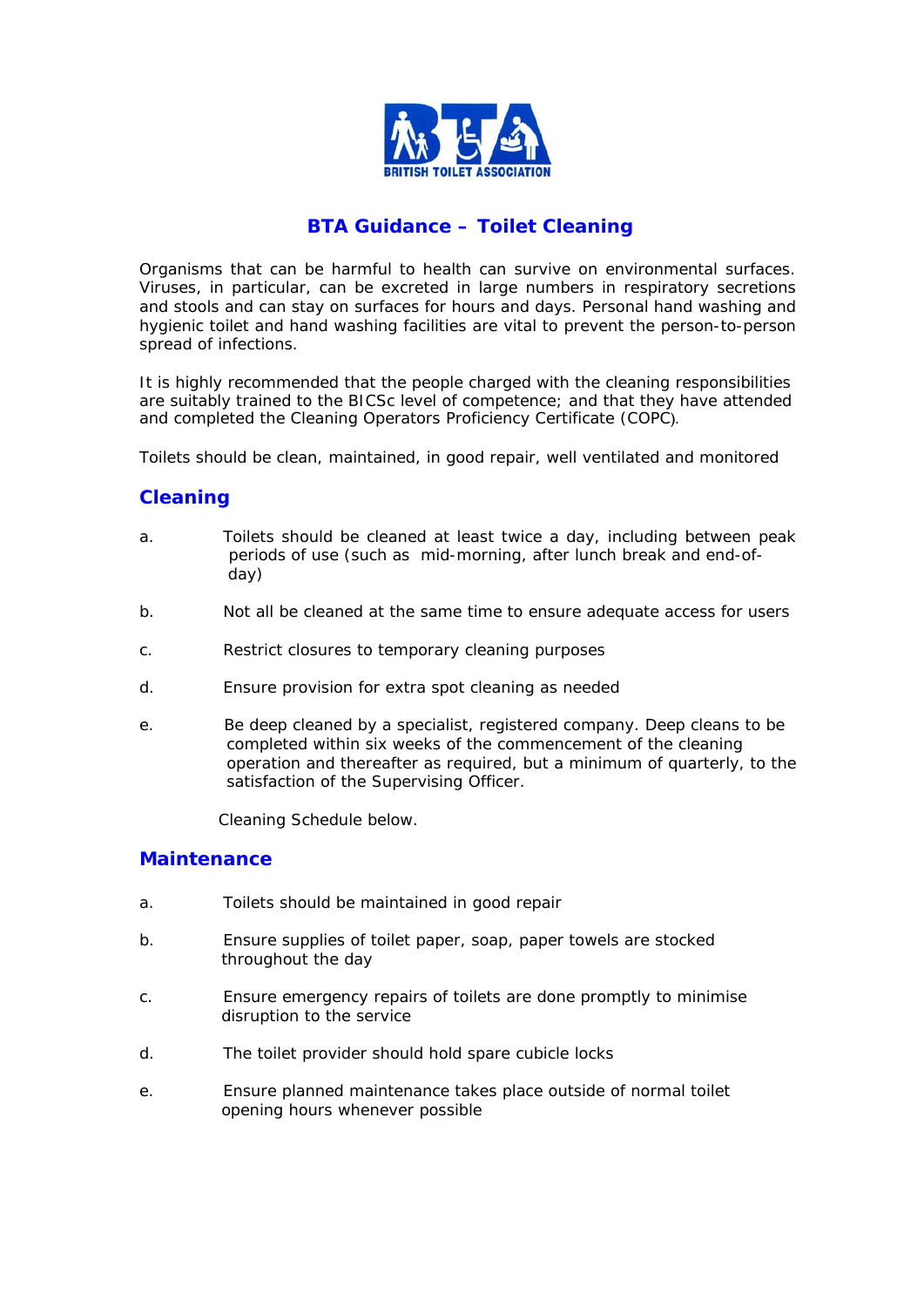BRITISH TOILET ASSOCIATION

# BTA Guidance – Toilet Cleaning

Organisms that can be harmful to health can survive on environmental surfaces. Viruses, in particular, can be excreted in large numbers in respiratory secretions and stools and can stay on surfaces for hours and days. Personal hand washing and hygienic toilet and hand washing facilities are vital to prevent the person-to-person spread of infections.

It is highly recommended that the people charged with the cleaning responsibilities are suitably trained to the BICSc level of competence; and that they have attended and completed the Cleaning Operators Proficiency Certificate (COPC).

Toilets should be clean, maintained, in good repair, well ventilated and monitored

## Cleaning

a. Toilets should be cleaned at least twice a day, including between peak periods of use (such as mid-morning, after lunch break and end-of-day)

b. Not all be cleaned at the same time to ensure adequate access for users

c. Restrict closures to temporary cleaning purposes

d. Ensure provision for extra spot cleaning as needed

e. Be deep cleaned by a specialist, registered company. Deep cleans to be completed within six weeks of the commencement of the cleaning operation and thereafter as required, but a minimum of quarterly, to the satisfaction of the Supervising Officer.

Cleaning Schedule below.

## Maintenance

a. Toilets should be maintained in good repair

b. Ensure supplies of toilet paper, soap, paper towels are stocked throughout the day

c. Ensure emergency repairs of toilets are done promptly to minimise disruption to the service

d. The toilet provider should hold spare cubicle locks

e. Ensure planned maintenance takes place outside of normal toilet opening hours whenever possible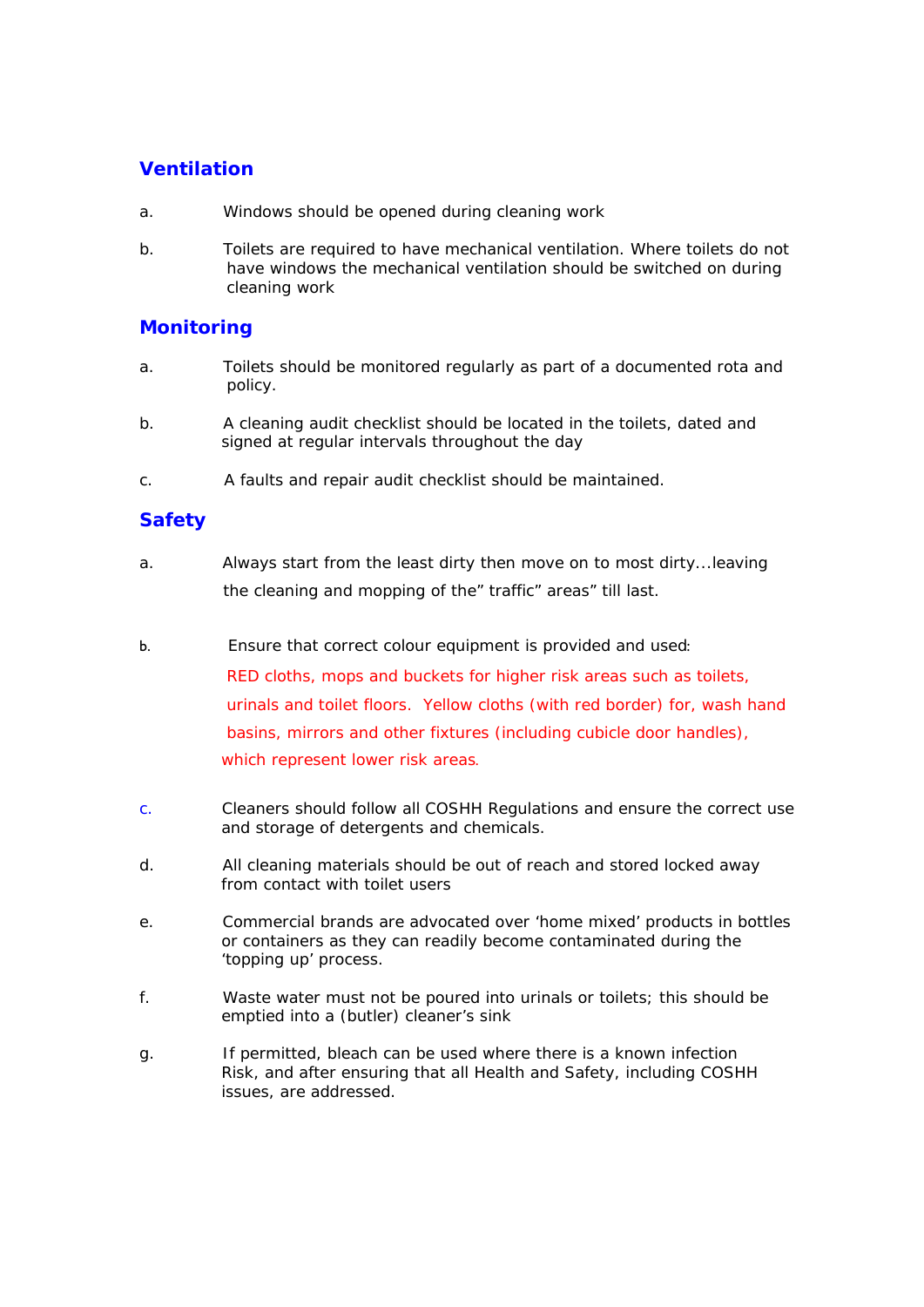## Ventilation

a. Windows should be opened during cleaning work

b. Toilets are required to have mechanical ventilation. Where toilets do not have windows the mechanical ventilation should be switched on during cleaning work

## Monitoring

a. Toilets should be monitored regularly as part of a documented rota and policy.

b. A cleaning audit checklist should be located in the toilets, dated and signed at regular intervals throughout the day

c. A faults and repair audit checklist should be maintained.

## Safety

a. Always start from the least dirty then move on to most dirty...leaving the cleaning and mopping of the" traffic" areas" till last.

b. Ensure that correct colour equipment is provided and used:
RED cloths, mops and buckets for higher risk areas such as toilets, urinals and toilet floors. Yellow cloths (with red border) for, wash hand basins, mirrors and other fixtures (including cubicle door handles), which represent lower risk areas.

c. Cleaners should follow all COSHH Regulations and ensure the correct use and storage of detergents and chemicals.

d. All cleaning materials should be out of reach and stored locked away from contact with toilet users

e. Commercial brands are advocated over 'home mixed' products in bottles or containers as they can readily become contaminated during the 'topping up' process.

f. Waste water must not be poured into urinals or toilets; this should be emptied into a (butler) cleaner's sink

g. If permitted, bleach can be used where there is a known infection Risk, and after ensuring that all Health and Safety, including COSHH issues, are addressed.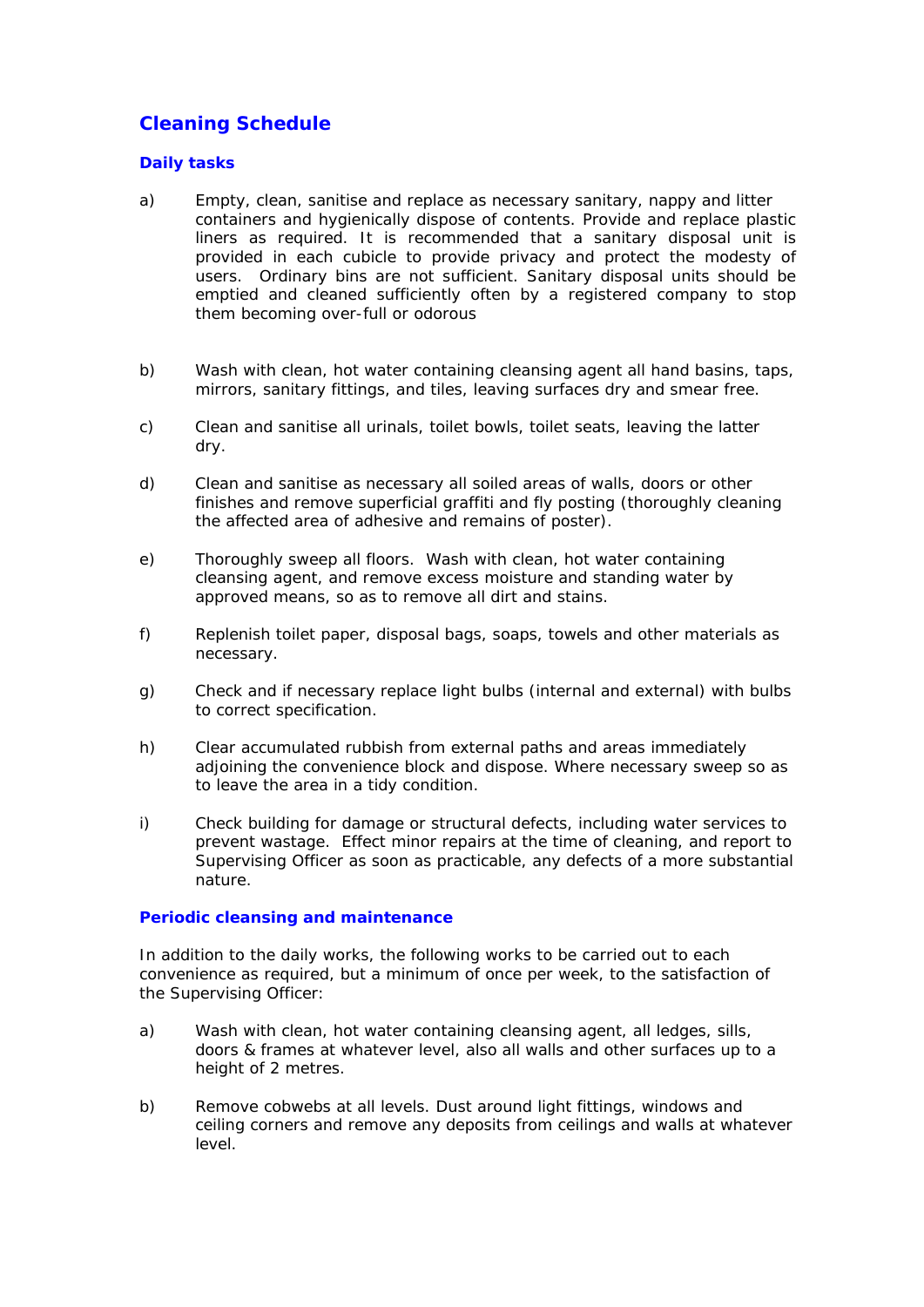## Cleaning Schedule

### Daily tasks

a) Empty, clean, sanitise and replace as necessary sanitary, nappy and litter containers and hygienically dispose of contents. Provide and replace plastic liners as required. It is recommended that a sanitary disposal unit is provided in each cubicle to provide privacy and protect the modesty of users. Ordinary bins are not sufficient. Sanitary disposal units should be emptied and cleaned sufficiently often by a registered company to stop them becoming over-full or odorous

b) Wash with clean, hot water containing cleansing agent all hand basins, taps, mirrors, sanitary fittings, and tiles, leaving surfaces dry and smear free.

c) Clean and sanitise all urinals, toilet bowls, toilet seats, leaving the latter dry.

d) Clean and sanitise as necessary all soiled areas of walls, doors or other finishes and remove superficial graffiti and fly posting (thoroughly cleaning the affected area of adhesive and remains of poster).

e) Thoroughly sweep all floors. Wash with clean, hot water containing cleansing agent, and remove excess moisture and standing water by approved means, so as to remove all dirt and stains.

f) Replenish toilet paper, disposal bags, soaps, towels and other materials as necessary.

g) Check and if necessary replace light bulbs (internal and external) with bulbs to correct specification.

h) Clear accumulated rubbish from external paths and areas immediately adjoining the convenience block and dispose. Where necessary sweep so as to leave the area in a tidy condition.

i) Check building for damage or structural defects, including water services to prevent wastage. Effect minor repairs at the time of cleaning, and report to Supervising Officer as soon as practicable, any defects of a more substantial nature.

### Periodic cleansing and maintenance

In addition to the daily works, the following works to be carried out to each convenience as required, but a minimum of once per week, to the satisfaction of the Supervising Officer:

a) Wash with clean, hot water containing cleansing agent, all ledges, sills, doors & frames at whatever level, also all walls and other surfaces up to a height of 2 metres.

b) Remove cobwebs at all levels. Dust around light fittings, windows and ceiling corners and remove any deposits from ceilings and walls at whatever level.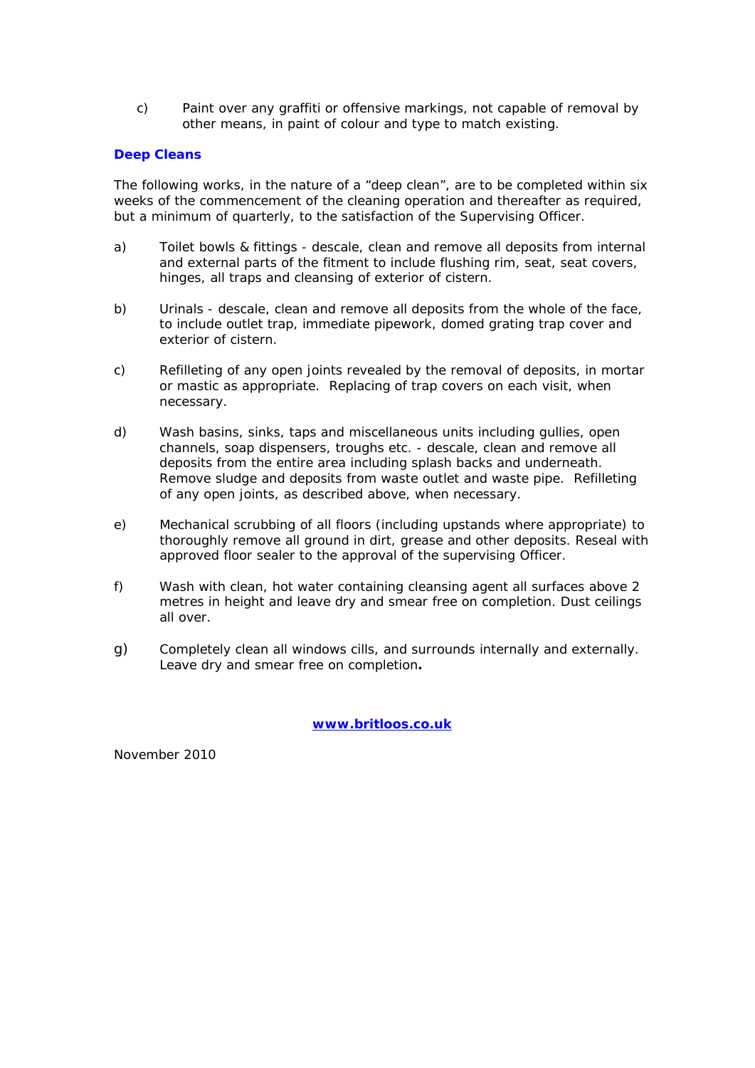c) Paint over any graffiti or offensive markings, not capable of removal by other means, in paint of colour and type to match existing.

### Deep Cleans

The following works, in the nature of a "deep clean", are to be completed within six weeks of the commencement of the cleaning operation and thereafter as required, but a minimum of quarterly, to the satisfaction of the Supervising Officer.

a) Toilet bowls & fittings - descale, clean and remove all deposits from internal and external parts of the fitment to include flushing rim, seat, seat covers, hinges, all traps and cleansing of exterior of cistern.

b) Urinals - descale, clean and remove all deposits from the whole of the face, to include outlet trap, immediate pipework, domed grating trap cover and exterior of cistern.

c) Refilleting of any open joints revealed by the removal of deposits, in mortar or mastic as appropriate. Replacing of trap covers on each visit, when necessary.

d) Wash basins, sinks, taps and miscellaneous units including gullies, open channels, soap dispensers, troughs etc. - descale, clean and remove all deposits from the entire area including splash backs and underneath. Remove sludge and deposits from waste outlet and waste pipe. Refilleting of any open joints, as described above, when necessary.

e) Mechanical scrubbing of all floors (including upstands where appropriate) to thoroughly remove all ground in dirt, grease and other deposits. Reseal with approved floor sealer to the approval of the supervising Officer.

f) Wash with clean, hot water containing cleansing agent all surfaces above 2 metres in height and leave dry and smear free on completion. Dust ceilings all over.

g) Completely clean all windows cills, and surrounds internally and externally. Leave dry and smear free on completion**.**

**[www.britloos.co.uk](http://www.britloos.co.uk)**

November 2010